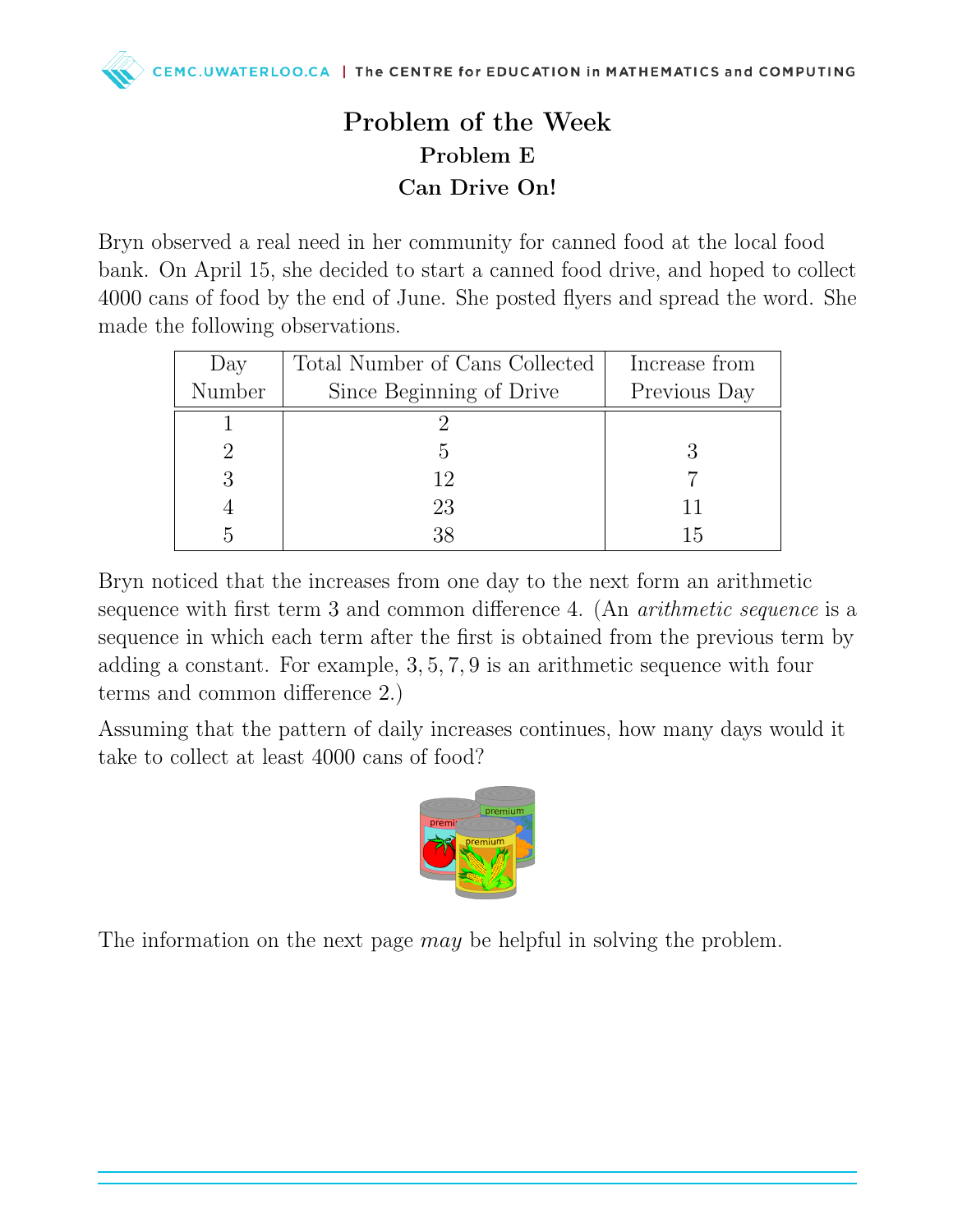# Problem of the Week

## Problem E

### Can Drive On!

Bryn observed a real need in her community for canned food at the local food bank. On April 15, she decided to start a canned food drive, and hoped to collect 4000 cans of food by the end of June. She posted flyers and spread the word. She made the following observations.

| Day Number | Total Number of Cans Collected Since Beginning of Drive | Increase from Previous Day |
|---|---|---|
| 1 | 2 | |
| 2 | 5 | 3 |
| 3 | 12 | 7 |
| 4 | 23 | 11 |
| 5 | 38 | 15 |

Bryn noticed that the increases from one day to the next form an arithmetic sequence with first term 3 and common difference 4. (An *arithmetic sequence* is a sequence in which each term after the first is obtained from the previous term by adding a constant. For example, $3, 5, 7, 9$ is an arithmetic sequence with four terms and common difference 2.)

Assuming that the pattern of daily increases continues, how many days would it take to collect at least 4000 cans of food?

The information on the next page *may* be helpful in solving the problem.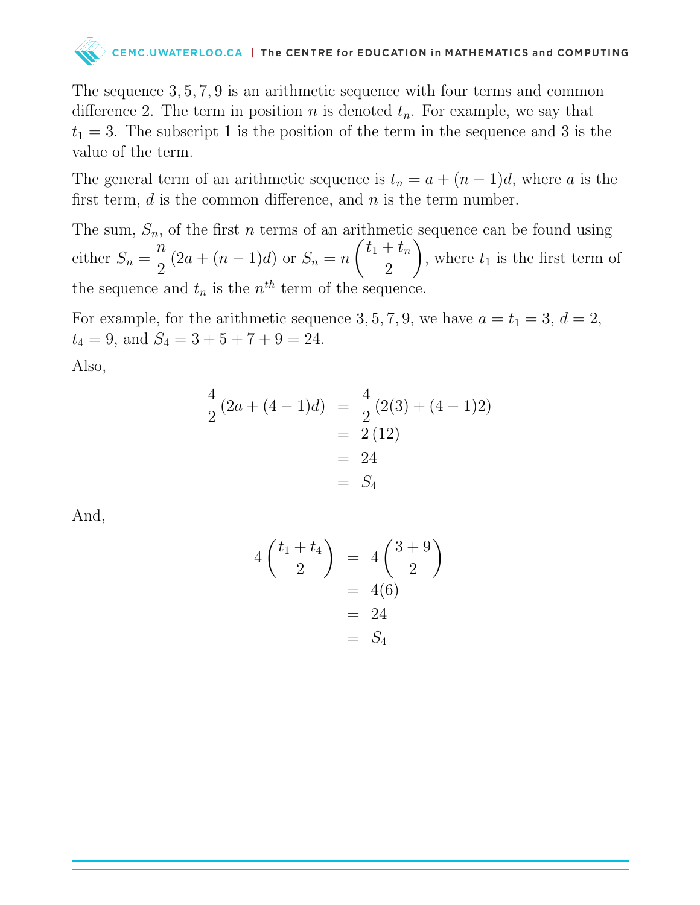The sequence $3, 5, 7, 9$ is an arithmetic sequence with four terms and common difference 2. The term in position $n$ is denoted $t_n$. For example, we say that $t_1 = 3$. The subscript 1 is the position of the term in the sequence and 3 is the value of the term.

The general term of an arithmetic sequence is $t_n = a + (n-1)d$, where $a$ is the first term, $d$ is the common difference, and $n$ is the term number.

The sum, $S_n$, of the first $n$ terms of an arithmetic sequence can be found using either $S_n = \dfrac{n}{2}(2a + (n-1)d)$ or $S_n = n\left(\dfrac{t_1 + t_n}{2}\right)$, where $t_1$ is the first term of the sequence and $t_n$ is the $n^{th}$ term of the sequence.

For example, for the arithmetic sequence $3, 5, 7, 9$, we have $a = t_1 = 3$, $d = 2$, $t_4 = 9$, and $S_4 = 3 + 5 + 7 + 9 = 24$.

Also,

$$
\begin{aligned}
\frac{4}{2}(2a + (4-1)d) &= \frac{4}{2}(2(3) + (4-1)2) \\
&= 2(12) \\
&= 24 \\
&= S_4
\end{aligned}
$$

And,

$$
\begin{aligned}
4\left(\frac{t_1 + t_4}{2}\right) &= 4\left(\frac{3+9}{2}\right) \\
&= 4(6) \\
&= 24 \\
&= S_4
\end{aligned}
$$